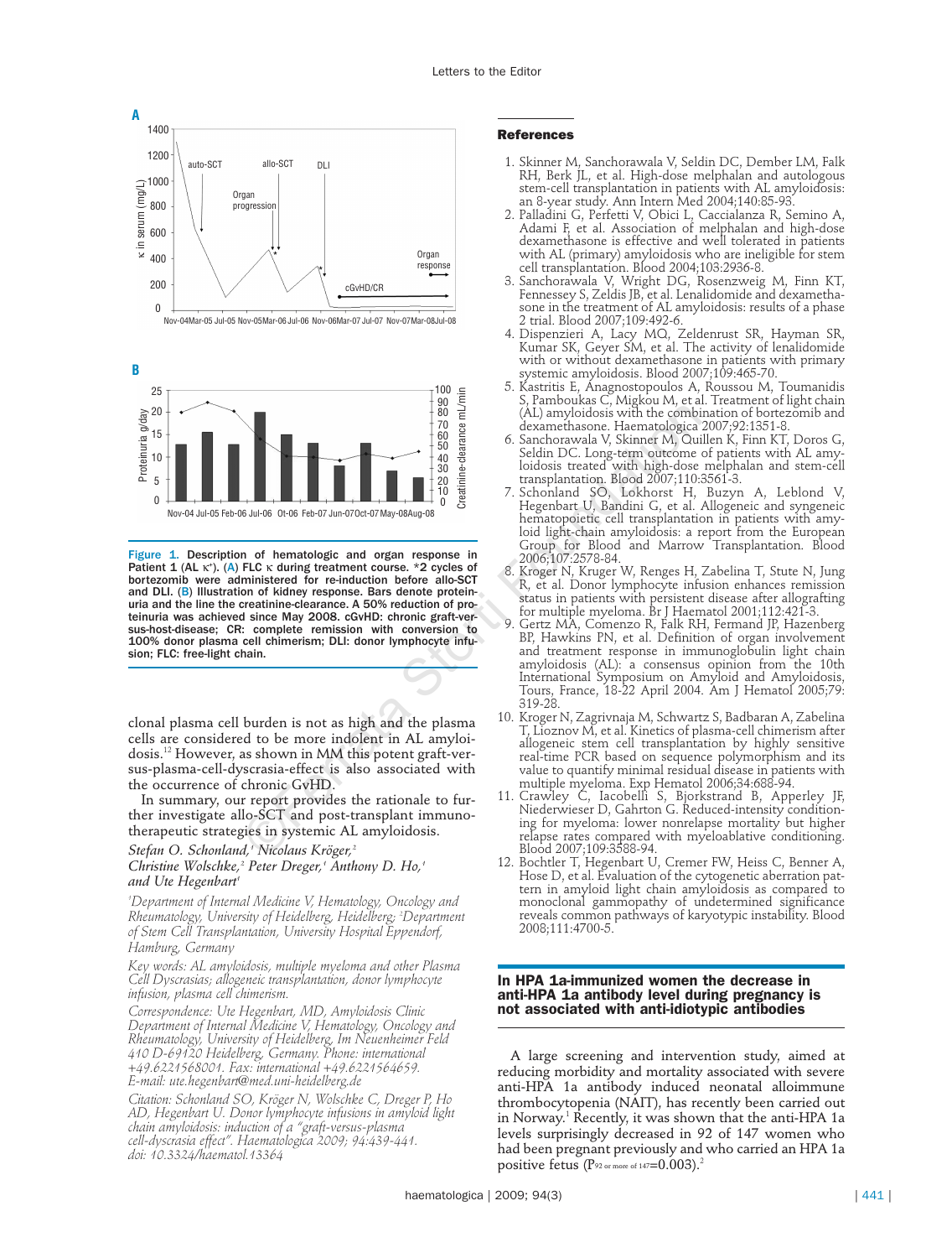Figure 1. Description of hematologic and organ response in Patient 1 (AL κ*). (A) FLC κ during treatment course. *2 cycles of bortezomib were administered for re-induction before allo-SCT and DLI. (B) Illustration of kidney response. Bars denote proteinuria and the line the creatinine-clearance. A 50% reduction of proteinuria was achieved since May 2008. cGvHD: chronic graft-versus-host-disease; CR: complete remission with conversion to 100% donor plasma cell chimerism; DLI: donor lymphocyte infusion; FLC: free-light chain.

clonal plasma cell burden is not as high and the plasma cells are considered to be more indolent in AL amyloidosis.[12] However, as shown in MM this potent graft-versus-plasma-cell-dyscrasia-effect is also associated with the occurrence of chronic GvHD.

In summary, our report provides the rationale to further investigate allo-SCT and post-transplant immunotherapeutic strategies in systemic AL amyloidosis.

*Stefan O. Schonland,[1] Nicolaus Kröger,[2] Christine Wolschke,[2] Peter Dreger,[1] Anthony D. Ho,[1] and Ute Hegenbart[1]*

*[1]Department of Internal Medicine V, Hematology, Oncology and Rheumatology, University of Heidelberg, Heidelberg; [2]Department of Stem Cell Transplantation, University Hospital Eppendorf, Hamburg, Germany*

*Key words: AL amyloidosis, multiple myeloma and other Plasma Cell Dyscrasias; allogeneic transplantation, donor lymphocyte infusion, plasma cell chimerism.*

*Correspondence: Ute Hegenbart, MD, Amyloidosis Clinic Department of Internal Medicine V, Hematology, Oncology and Rheumatology, University of Heidelberg, Im Neuenheimer Feld 410 D-69120 Heidelberg, Germany. Phone: international +49.6221568001. Fax: international +49.6221564659. E-mail: ute.hegenbart@med.uni-heidelberg.de*

*Citation: Schonland SO, Kröger N, Wolschke C, Dreger P, Ho AD, Hegenbart U. Donor lymphocyte infusions in amyloid light chain amyloidosis: induction of a "graft-versus-plasma cell-dyscrasia effect". Haematologica 2009; 94:439-441. doi: 10.3324/haematol.13364*

## References

1. Skinner M, Sanchorawala V, Seldin DC, Dember LM, Falk RH, Berk JL, et al. High-dose melphalan and autologous stem-cell transplantation in patients with AL amyloidosis: an 8-year study. Ann Intern Med 2004;140:85-93.
2. Palladini G, Perfetti V, Obici L, Caccialanza R, Semino A, Adami F, et al. Association of melphalan and high-dose dexamethasone is effective and well tolerated in patients with AL (primary) amyloidosis who are ineligible for stem cell transplantation. Blood 2004;103:2936-8.
3. Sanchorawala V, Wright DG, Rosenzweig M, Finn KT, Fennessey S, Zeldis JB, et al. Lenalidomide and dexamethasone in the treatment of AL amyloidosis: results of a phase 2 trial. Blood 2007;109:492-6.
4. Dispenzieri A, Lacy MQ, Zeldenrust SR, Hayman SR, Kumar SK, Geyer SM, et al. The activity of lenalidomide with or without dexamethasone in patients with primary systemic amyloidosis. Blood 2007;109:465-70.
5. Kastritis E, Anagnostopoulos A, Roussou M, Toumanidis S, Pamboukas C, Migkou M, et al. Treatment of light chain (AL) amyloidosis with the combination of bortezomib and dexamethasone. Haematologica 2007;92:1351-8.
6. Sanchorawala V, Skinner M, Quillen K, Finn KT, Doros G, Seldin DC. Long-term outcome of patients with AL amyloidosis treated with high-dose melphalan and stem-cell transplantation. Blood 2007;110:3561-3.
7. Schonland SO, Lokhorst H, Buzyn A, Leblond V, Hegenbart U, Bandini G, et al. Allogeneic and syngeneic hematopoietic cell transplantation in patients with amyloid light-chain amyloidosis: a report from the European Group for Blood and Marrow Transplantation. Blood 2006;107:2578-84.
8. Kroger N, Kruger W, Renges H, Zabelina T, Stute N, Jung R, et al. Donor lymphocyte infusion enhances remission status in patients with persistent disease after allografting for multiple myeloma. Br J Haematol 2001;112:421-3.
9. Gertz MA, Comenzo R, Falk RH, Fermand JP, Hazenberg BP, Hawkins PN, et al. Definition of organ involvement and treatment response in immunoglobulin light chain amyloidosis (AL): a consensus opinion from the 10th International Symposium on Amyloid and Amyloidosis, Tours, France, 18-22 April 2004. Am J Hematol 2005;79:319-28.
10. Kroger N, Zagrivnaja M, Schwartz S, Badbaran A, Zabelina T, Lioznov M, et al. Kinetics of plasma-cell chimerism after allogeneic stem cell transplantation by highly sensitive real-time PCR based on sequence polymorphism and its value to quantify minimal residual disease in patients with multiple myeloma. Exp Hematol 2006;34:688-94.
11. Crawley C, Iacobelli S, Bjorkstrand B, Apperley JF, Niederwieser D, Gahrton G. Reduced-intensity conditioning for myeloma: lower nonrelapse mortality but higher relapse rates compared with myeloablative conditioning. Blood 2007;109:3588-94.
12. Bochtler T, Hegenbart U, Cremer FW, Heiss C, Benner A, Hose D, et al. Evaluation of the cytogenetic aberration pattern in amyloid light chain amyloidosis as compared to monoclonal gammopathy of undetermined significance reveals common pathways of karyotypic instability. Blood 2008;111:4700-5.

## In HPA 1a-immunized women the decrease in anti-HPA 1a antibody level during pregnancy is not associated with anti-idiotypic antibodies

A large screening and intervention study, aimed at reducing morbidity and mortality associated with severe anti-HPA 1a antibody induced neonatal alloimmune thrombocytopenia (NAIT), has recently been carried out in Norway.[1] Recently, it was shown that the anti-HPA 1a levels surprisingly decreased in 92 of 147 women who had been pregnant previously and who carried an HPA 1a positive fetus ($P_{92 \text{ or more of } 147}$=0.003).[2]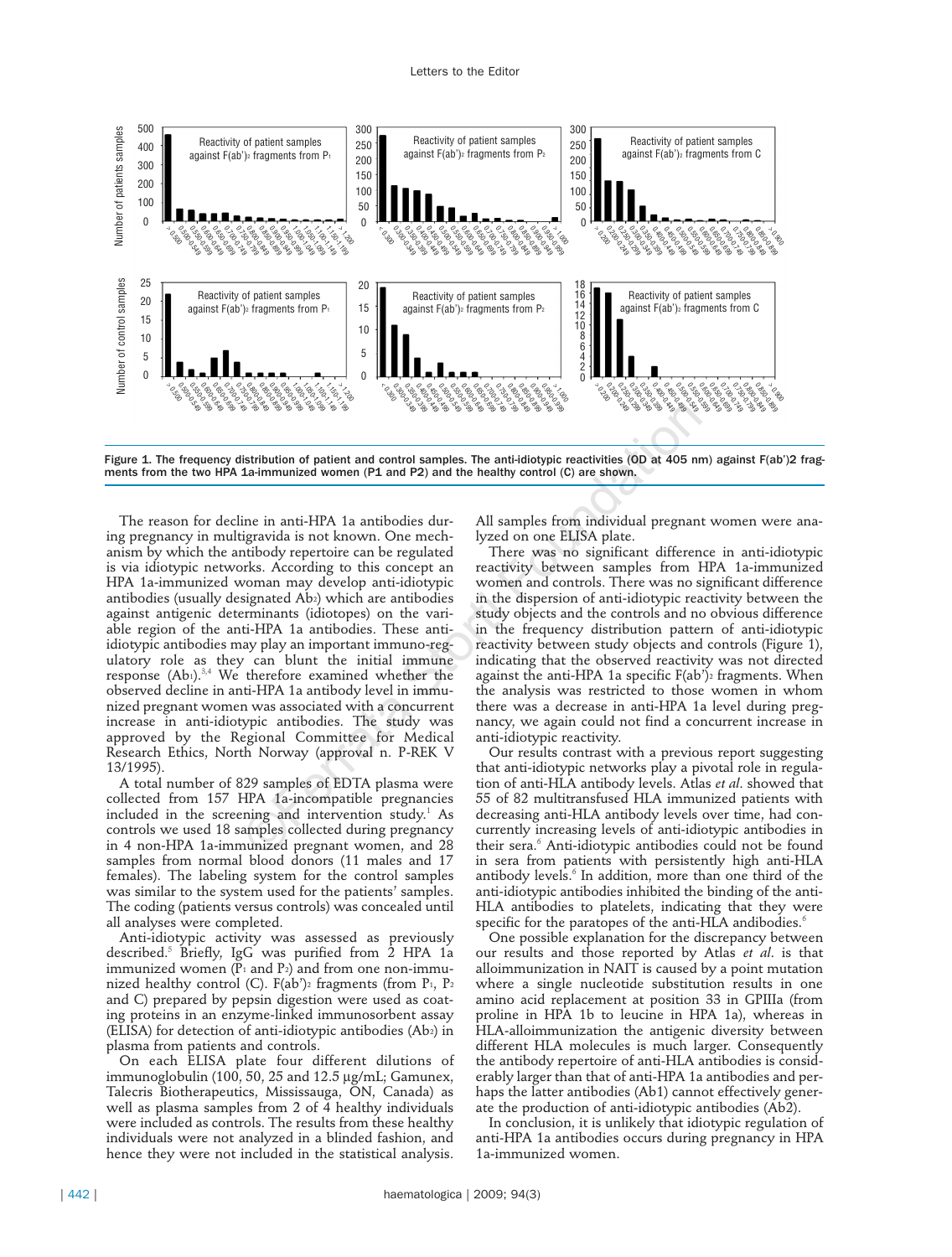Figure 1. The frequency distribution of patient and control samples. The anti-idiotypic reactivities (OD at 405 nm) against F(ab')2 fragments from the two HPA 1a-immunized women (P1 and P2) and the healthy control (C) are shown.

The reason for decline in anti-HPA 1a antibodies during pregnancy in multigravida is not known. One mechanism by which the antibody repertoire can be regulated is via idiotypic networks. According to this concept an HPA 1a-immunized woman may develop anti-idiotypic antibodies (usually designated $Ab_2$) which are antibodies against antigenic determinants (idiotopes) on the variable region of the anti-HPA 1a antibodies. These anti-idiotypic antibodies may play an important immuno-regulatory role as they can blunt the initial immune response ($Ab_1$).[3,4] We therefore examined whether the observed decline in anti-HPA 1a antibody level in immunized pregnant women was associated with a concurrent increase in anti-idiotypic antibodies. The study was approved by the Regional Committee for Medical Research Ethics, North Norway (approval n. P-REK V 13/1995).

A total number of 829 samples of EDTA plasma were collected from 157 HPA 1a-incompatible pregnancies included in the screening and intervention study.[1] As controls we used 18 samples collected during pregnancy in 4 non-HPA 1a-immunized pregnant women, and 28 samples from normal blood donors (11 males and 17 females). The labeling system for the control samples was similar to the system used for the patients' samples. The coding (patients versus controls) was concealed until all analyses were completed.

Anti-idiotypic activity was assessed as previously described.[5] Briefly, IgG was purified from 2 HPA 1a immunized women ($P_1$ and $P_2$) and from one non-immunized healthy control (C). $F(ab')_2$ fragments (from $P_1$, $P_2$ and C) prepared by pepsin digestion were used as coating proteins in an enzyme-linked immunosorbent assay (ELISA) for detection of anti-idiotypic antibodies ($Ab_2$) in plasma from patients and controls.

On each ELISA plate four different dilutions of immunoglobulin (100, 50, 25 and 12.5 μg/mL; Gamunex, Talecris Biotherapeutics, Mississauga, ON, Canada) as well as plasma samples from 2 of 4 healthy individuals were included as controls. The results from these healthy individuals were not analyzed in a blinded fashion, and hence they were not included in the statistical analysis. All samples from individual pregnant women were analyzed on one ELISA plate.

There was no significant difference in anti-idiotypic reactivity between samples from HPA 1a-immunized women and controls. There was no significant difference in the dispersion of anti-idiotypic reactivity between the study objects and the controls and no obvious difference in the frequency distribution pattern of anti-idiotypic reactivity between study objects and controls (Figure 1), indicating that the observed reactivity was not directed against the anti-HPA 1a specific $F(ab')_2$ fragments. When the analysis was restricted to those women in whom there was a decrease in anti-HPA 1a level during pregnancy, we again could not find a concurrent increase in anti-idiotypic reactivity.

Our results contrast with a previous report suggesting that anti-idiotypic networks play a pivotal role in regulation of anti-HLA antibody levels. Atlas *et al*. showed that 55 of 82 multitransfused HLA immunized patients with decreasing anti-HLA antibody levels over time, had concurrently increasing levels of anti-idiotypic antibodies in their sera.[6] Anti-idiotypic antibodies could not be found in sera from patients with persistently high anti-HLA antibody levels.[6] In addition, more than one third of the anti-idiotypic antibodies inhibited the binding of the anti-HLA antibodies to platelets, indicating that they were specific for the paratopes of the anti-HLA andibodies.[6]

One possible explanation for the discrepancy between our results and those reported by Atlas *et al*. is that alloimmunization in NAIT is caused by a point mutation where a single nucleotide substitution results in one amino acid replacement at position 33 in GPIIIa (from proline in HPA 1b to leucine in HPA 1a), whereas in HLA-alloimmunization the antigenic diversity between different HLA molecules is much larger. Consequently the antibody repertoire of anti-HLA antibodies is considerably larger than that of anti-HPA 1a antibodies and perhaps the latter antibodies (Ab1) cannot effectively generate the production of anti-idiotypic antibodies (Ab2).

In conclusion, it is unlikely that idiotypic regulation of anti-HPA 1a antibodies occurs during pregnancy in HPA 1a-immunized women.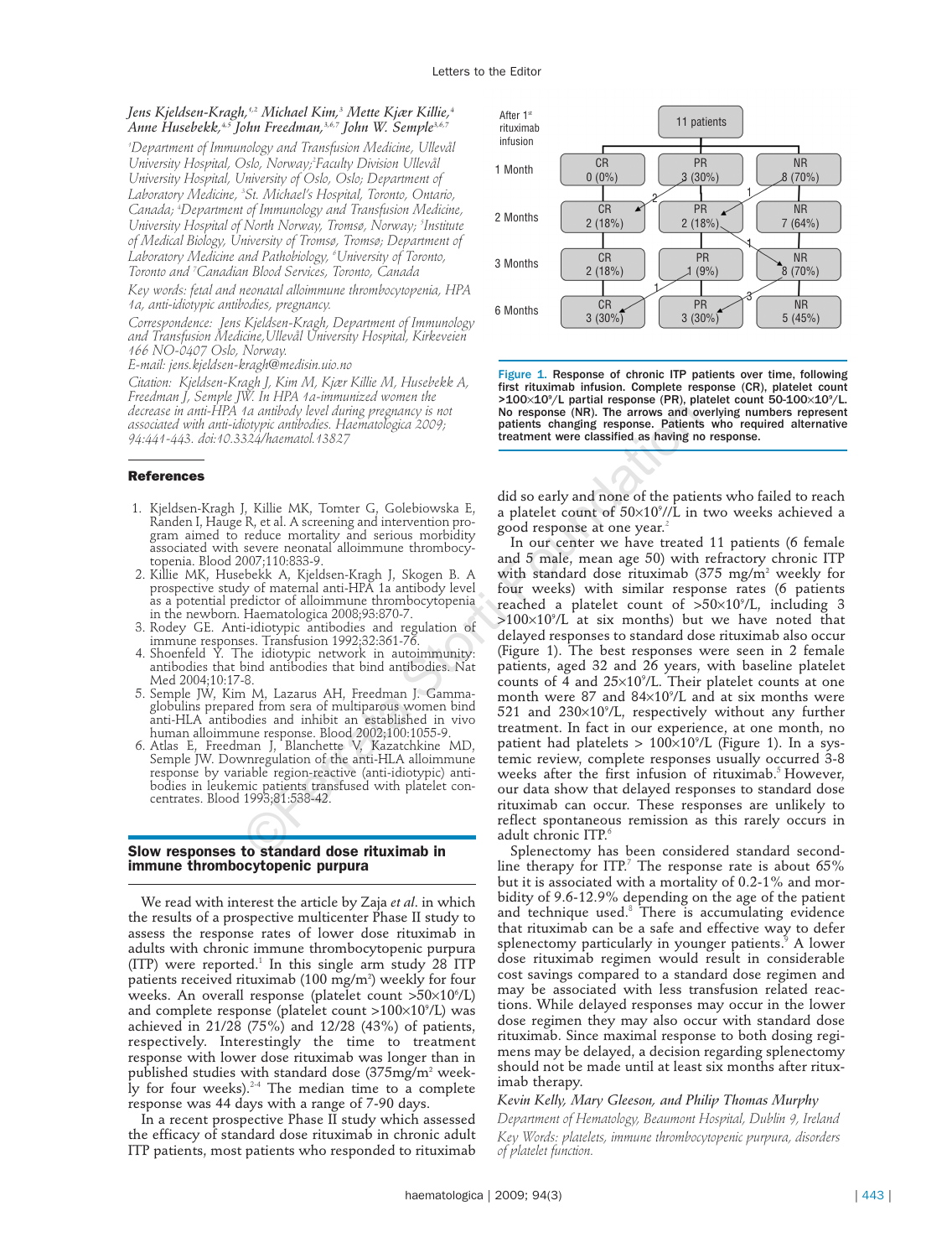*Jens Kjeldsen-Kragh,[1,2] Michael Kim,[3] Mette Kjær Killie,[4] Anne Husebekk,[4,5] John Freedman,[3,6,7] John W. Semple[3,6,7]*

*[1]Department of Immunology and Transfusion Medicine, Ullevål University Hospital, Oslo, Norway;[2]Faculty Division Ullevål University Hospital, University of Oslo, Oslo; Department of Laboratory Medicine, [3]St. Michael's Hospital, Toronto, Ontario, Canada; [4]Department of Immunology and Transfusion Medicine, University Hospital of North Norway, Tromsø, Norway; [5]Institute of Medical Biology, University of Tromsø, Tromsø; Department of Laboratory Medicine and Pathobiology, [6]University of Toronto, Toronto and [7]Canadian Blood Services, Toronto, Canada*

*Key words: fetal and neonatal alloimmune thrombocytopenia, HPA 1a, anti-idiotypic antibodies, pregnancy.*

*Correspondence: Jens Kjeldsen-Kragh, Department of Immunology and Transfusion Medicine, Ullevål University Hospital, Kirkeveien 166 NO-0407 Oslo, Norway.*
*E-mail: jens.kjeldsen-kragh@medisin.uio.no*

*Citation: Kjeldsen-Kragh J, Kim M, Kjær Killie M, Husebekk A, Freedman J, Semple JW. In HPA 1a-immunized women the decrease in anti-HPA 1a antibody level during pregnancy is not associated with anti-idiotypic antibodies. Haematologica 2009; 94:441-443. doi:10.3324/haematol.13827*

### References

1. Kjeldsen-Kragh J, Killie MK, Tomter G, Golebiowska E, Randen I, Hauge R, et al. A screening and intervention program aimed to reduce mortality and serious morbidity associated with severe neonatal alloimmune thrombocytopenia. Blood 2007;110:833-9.
2. Killie MK, Husebekk A, Kjeldsen-Kragh J, Skogen B. A prospective study of maternal anti-HPA 1a antibody level as a potential predictor of alloimmune thrombocytopenia in the newborn. Haematologica 2008;93:870-7.
3. Rodey GE. Anti-idiotypic antibodies and regulation of immune responses. Transfusion 1992;32:361-76.
4. Shoenfeld Y. The idiotypic network in autoimmunity: antibodies that bind antibodies that bind antibodies. Nat Med 2004;10:17-8.
5. Semple JW, Kim M, Lazarus AH, Freedman J. Gamma-globulins prepared from sera of multiparous women bind anti-HLA antibodies and inhibit an established in vivo human alloimmune response. Blood 2002;100:1055-9.
6. Atlas E, Freedman J, Blanchette V, Kazatchkine MD, Semple JW. Downregulation of the anti-HLA alloimmune response by variable region-reactive (anti-idiotypic) antibodies in leukemic patients transfused with platelet concentrates. Blood 1993;81:538-42.

## Slow responses to standard dose rituximab in immune thrombocytopenic purpura

We read with interest the article by Zaja *et al.* in which the results of a prospective multicenter Phase II study to assess the response rates of lower dose rituximab in adults with chronic immune thrombocytopenic purpura (ITP) were reported.[1] In this single arm study 28 ITP patients received rituximab (100 mg/m²) weekly for four weeks. An overall response (platelet count >50×10⁹/L) and complete response (platelet count >100×10⁹/L) was achieved in 21/28 (75%) and 12/28 (43%) of patients, respectively. Interestingly the time to treatment response with lower dose rituximab was longer than in published studies with standard dose (375mg/m² weekly for four weeks).[2-4] The median time to a complete response was 44 days with a range of 7-90 days.

In a recent prospective Phase II study which assessed the efficacy of standard dose rituximab in chronic adult ITP patients, most patients who responded to rituximab did so early and none of the patients who failed to reach a platelet count of 50×10⁹/L in two weeks achieved a good response at one year.[2]

In our center we have treated 11 patients (6 female and 5 male, mean age 50) with refractory chronic ITP with standard dose rituximab (375 mg/m² weekly for four weeks) with similar response rates (6 patients reached a platelet count of >50×10⁹/L, including 3 >100×10⁹/L at six months) but we have noted that delayed responses to standard dose rituximab also occur (Figure 1). The best responses were seen in 2 female patients, aged 32 and 26 years, with baseline platelet counts of 4 and 25×10⁹/L. Their platelet counts at one month were 87 and 84×10⁹/L and at six months were 521 and 230×10⁹/L, respectively without any further treatment. In fact in our experience, at one month, no patient had platelets > 100×10⁹/L (Figure 1). In a systemic review, complete responses usually occurred 3-8 weeks after the first infusion of rituximab.[5] However, our data show that delayed responses to standard dose rituximab can occur. These responses are unlikely to reflect spontaneous remission as this rarely occurs in adult chronic ITP.[6]

After 1st rituximab infusion
11 patients
1 Month: CR 0 (0%); PR 3 (30%); NR 8 (70%)
2 Months: CR 2 (18%); PR 2 (18%); NR 7 (64%)
3 Months: CR 2 (18%); PR 1 (9%); NR 8 (70%)
6 Months: CR 3 (30%); PR 3 (30%); NR 5 (45%)
2
1
1
1
3

**Figure 1.** Response of chronic ITP patients over time, following first rituximab infusion. Complete response (CR), platelet count >100×10⁹/L partial response (PR), platelet count 50-100×10⁹/L. No response (NR). The arrows and overlying numbers represent patients changing response. Patients who required alternative treatment were classified as having no response.

Splenectomy has been considered standard second-line therapy for ITP.[7] The response rate is about 65% but it is associated with a mortality of 0.2-1% and morbidity of 9.6-12.9% depending on the age of the patient and technique used.[8] There is accumulating evidence that rituximab can be a safe and effective way to defer splenectomy particularly in younger patients.[9] A lower dose rituximab regimen would result in considerable cost savings compared to a standard dose regimen and may be associated with less transfusion related reactions. While delayed responses may occur in the lower dose regimen they may also occur with standard dose rituximab. Since maximal response to both dosing regimens may be delayed, a decision regarding splenectomy should not be made until at least six months after rituximab therapy.

*Kevin Kelly, Mary Gleeson, and Philip Thomas Murphy*

*Department of Hematology, Beaumont Hospital, Dublin 9, Ireland*

*Key Words: platelets, immune thrombocytopenic purpura, disorders of platelet function.*